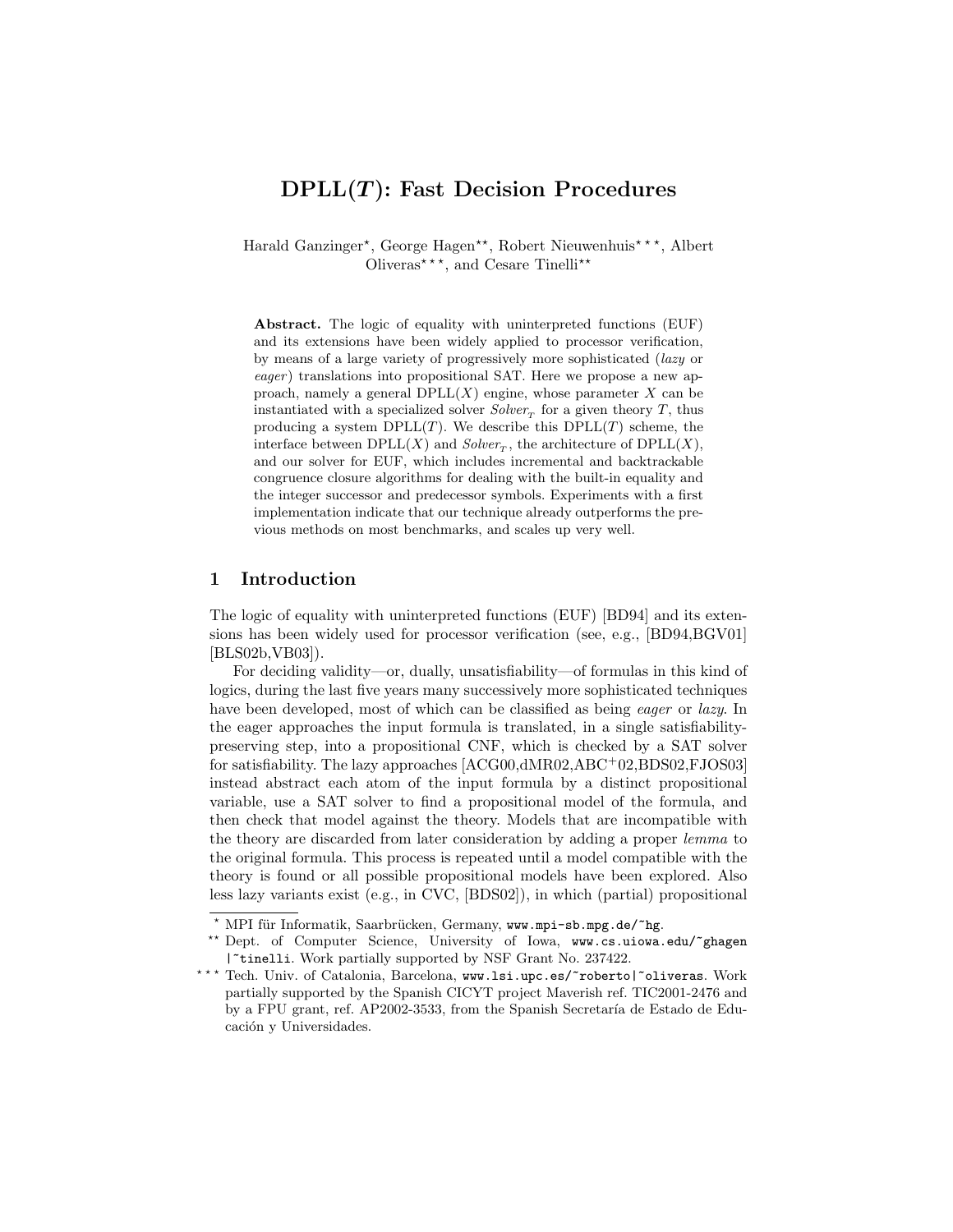# DPLL($T$): Fast Decision Procedures

Harald Ganzinger*, George Hagen**, Robert Nieuwenhuis***, Albert Oliveras***, and Cesare Tinelli**

**Abstract.** The logic of equality with uninterpreted functions (EUF) and its extensions have been widely applied to processor verification, by means of a large variety of progressively more sophisticated (*lazy* or *eager*) translations into propositional SAT. Here we propose a new approach, namely a general DPLL($X$) engine, whose parameter $X$ can be instantiated with a specialized solver $Solver_T$ for a given theory $T$, thus producing a system DPLL($T$). We describe this DPLL($T$) scheme, the interface between DPLL($X$) and $Solver_T$, the architecture of DPLL($X$), and our solver for EUF, which includes incremental and backtrackable congruence closure algorithms for dealing with the built-in equality and the integer successor and predecessor symbols. Experiments with a first implementation indicate that our technique already outperforms the previous methods on most benchmarks, and scales up very well.

## 1 Introduction

The logic of equality with uninterpreted functions (EUF) [BD94] and its extensions has been widely used for processor verification (see, e.g., [BD94,BGV01] [BLS02b,VB03]).

For deciding validity—or, dually, unsatisfiability—of formulas in this kind of logics, during the last five years many successively more sophisticated techniques have been developed, most of which can be classified as being *eager* or *lazy*. In the eager approaches the input formula is translated, in a single satisfiability-preserving step, into a propositional CNF, which is checked by a SAT solver for satisfiability. The lazy approaches [ACG00,dMR02,ABC+02,BDS02,FJOS03] instead abstract each atom of the input formula by a distinct propositional variable, use a SAT solver to find a propositional model of the formula, and then check that model against the theory. Models that are incompatible with the theory are discarded from later consideration by adding a proper *lemma* to the original formula. This process is repeated until a model compatible with the theory is found or all possible propositional models have been explored. Also less lazy variants exist (e.g., in CVC, [BDS02]), in which (partial) propositional

---

* MPI für Informatik, Saarbrücken, Germany, `www.mpi-sb.mpg.de/~hg`.

** Dept. of Computer Science, University of Iowa, `www.cs.uiowa.edu/~ghagen |~tinelli`. Work partially supported by NSF Grant No. 237422.

*** Tech. Univ. of Catalonia, Barcelona, `www.lsi.upc.es/~roberto|~oliveras`. Work partially supported by the Spanish CICYT project Maverish ref. TIC2001-2476 and by a FPU grant, ref. AP2002-3533, from the Spanish Secretaría de Estado de Educación y Universidades.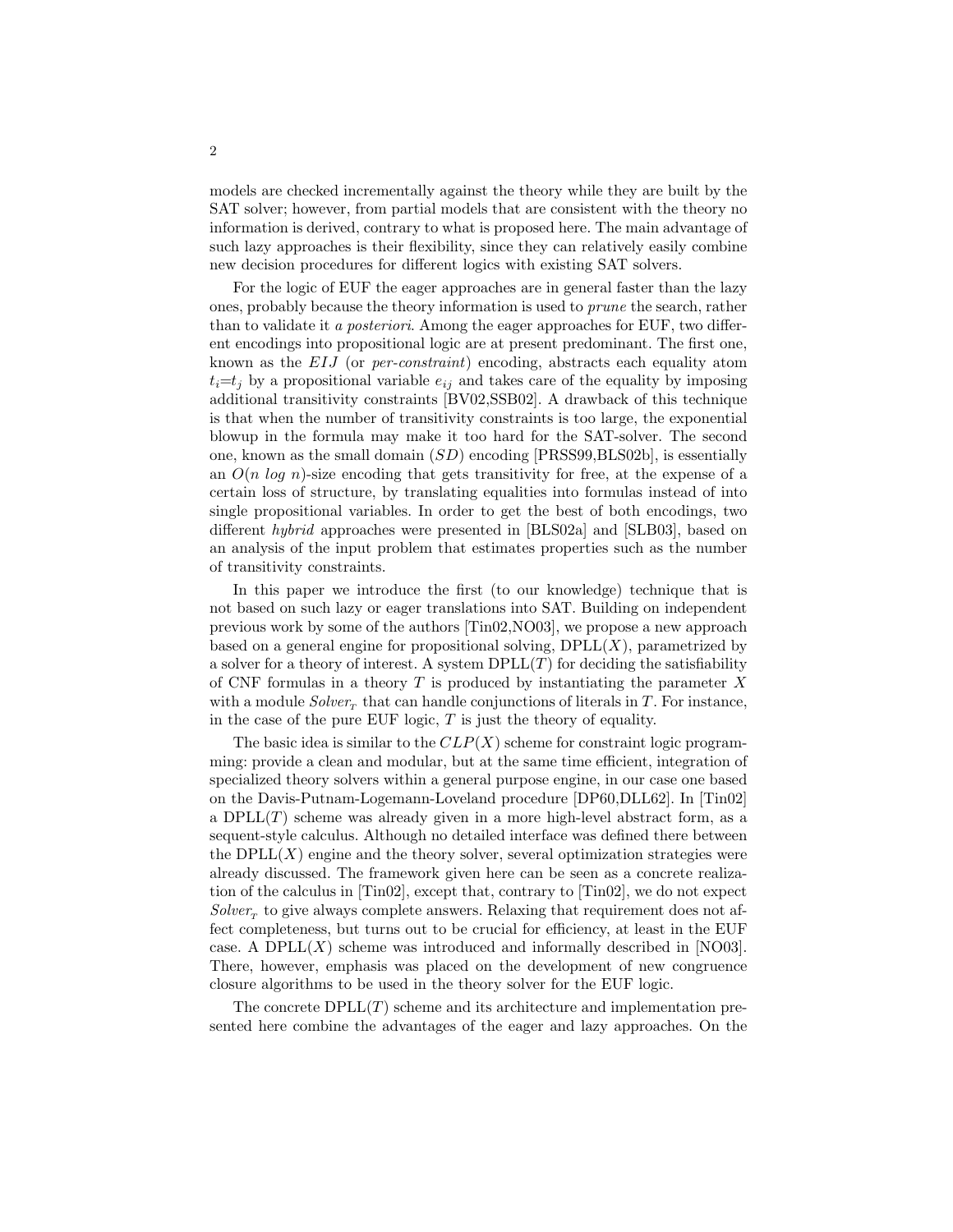models are checked incrementally against the theory while they are built by the SAT solver; however, from partial models that are consistent with the theory no information is derived, contrary to what is proposed here. The main advantage of such lazy approaches is their flexibility, since they can relatively easily combine new decision procedures for different logics with existing SAT solvers.

For the logic of EUF the eager approaches are in general faster than the lazy ones, probably because the theory information is used to *prune* the search, rather than to validate it *a posteriori*. Among the eager approaches for EUF, two different encodings into propositional logic are at present predominant. The first one, known as the *EIJ* (or *per-constraint*) encoding, abstracts each equality atom $t_i{=}t_j$ by a propositional variable $e_{ij}$ and takes care of the equality by imposing additional transitivity constraints [BV02,SSB02]. A drawback of this technique is that when the number of transitivity constraints is too large, the exponential blowup in the formula may make it too hard for the SAT-solver. The second one, known as the small domain (*SD*) encoding [PRSS99,BLS02b], is essentially an $O(n \log n)$-size encoding that gets transitivity for free, at the expense of a certain loss of structure, by translating equalities into formulas instead of into single propositional variables. In order to get the best of both encodings, two different *hybrid* approaches were presented in [BLS02a] and [SLB03], based on an analysis of the input problem that estimates properties such as the number of transitivity constraints.

In this paper we introduce the first (to our knowledge) technique that is not based on such lazy or eager translations into SAT. Building on independent previous work by some of the authors [Tin02,NO03], we propose a new approach based on a general engine for propositional solving, DPLL($X$), parametrized by a solver for a theory of interest. A system DPLL($T$) for deciding the satisfiability of CNF formulas in a theory $T$ is produced by instantiating the parameter $X$ with a module $Solver_T$ that can handle conjunctions of literals in $T$. For instance, in the case of the pure EUF logic, $T$ is just the theory of equality.

The basic idea is similar to the $CLP(X)$ scheme for constraint logic programming: provide a clean and modular, but at the same time efficient, integration of specialized theory solvers within a general purpose engine, in our case one based on the Davis-Putnam-Logemann-Loveland procedure [DP60,DLL62]. In [Tin02] a DPLL($T$) scheme was already given in a more high-level abstract form, as a sequent-style calculus. Although no detailed interface was defined there between the DPLL($X$) engine and the theory solver, several optimization strategies were already discussed. The framework given here can be seen as a concrete realization of the calculus in [Tin02], except that, contrary to [Tin02], we do not expect $Solver_T$ to give always complete answers. Relaxing that requirement does not affect completeness, but turns out to be crucial for efficiency, at least in the EUF case. A DPLL($X$) scheme was introduced and informally described in [NO03]. There, however, emphasis was placed on the development of new congruence closure algorithms to be used in the theory solver for the EUF logic.

The concrete DPLL($T$) scheme and its architecture and implementation presented here combine the advantages of the eager and lazy approaches. On the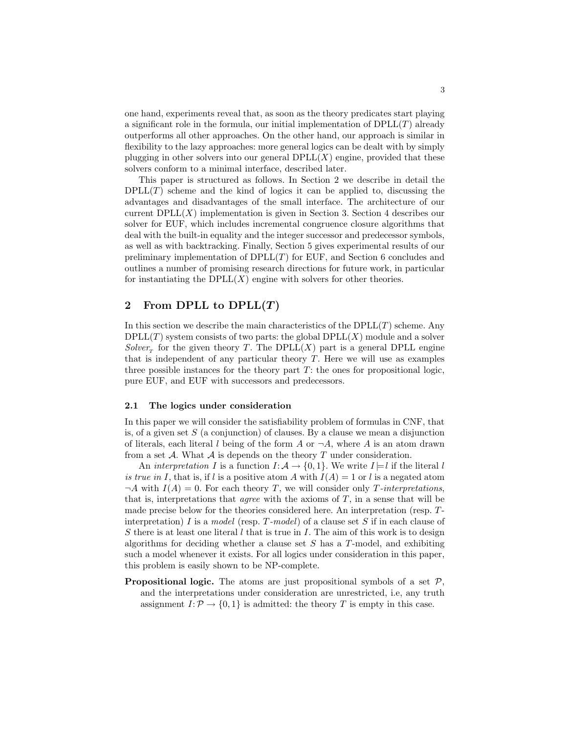one hand, experiments reveal that, as soon as the theory predicates start playing a significant role in the formula, our initial implementation of DPLL($T$) already outperforms all other approaches. On the other hand, our approach is similar in flexibility to the lazy approaches: more general logics can be dealt with by simply plugging in other solvers into our general DPLL($X$) engine, provided that these solvers conform to a minimal interface, described later.

This paper is structured as follows. In Section 2 we describe in detail the DPLL($T$) scheme and the kind of logics it can be applied to, discussing the advantages and disadvantages of the small interface. The architecture of our current DPLL($X$) implementation is given in Section 3. Section 4 describes our solver for EUF, which includes incremental congruence closure algorithms that deal with the built-in equality and the integer successor and predecessor symbols, as well as with backtracking. Finally, Section 5 gives experimental results of our preliminary implementation of DPLL($T$) for EUF, and Section 6 concludes and outlines a number of promising research directions for future work, in particular for instantiating the DPLL($X$) engine with solvers for other theories.

## 2 From DPLL to DPLL($T$)

In this section we describe the main characteristics of the DPLL($T$) scheme. Any DPLL($T$) system consists of two parts: the global DPLL($X$) module and a solver $Solver_T$ for the given theory $T$. The DPLL($X$) part is a general DPLL engine that is independent of any particular theory $T$. Here we will use as examples three possible instances for the theory part $T$: the ones for propositional logic, pure EUF, and EUF with successors and predecessors.

### 2.1 The logics under consideration

In this paper we will consider the satisfiability problem of formulas in CNF, that is, of a given set $S$ (a conjunction) of clauses. By a clause we mean a disjunction of literals, each literal $l$ being of the form $A$ or $\neg A$, where $A$ is an atom drawn from a set $\mathcal{A}$. What $\mathcal{A}$ is depends on the theory $T$ under consideration.

An *interpretation* $I$ is a function $I: \mathcal{A} \rightarrow \{0,1\}$. We write $I \models l$ if the literal $l$ *is true in* $I$, that is, if $l$ is a positive atom $A$ with $I(A) = 1$ or $l$ is a negated atom $\neg A$ with $I(A) = 0$. For each theory $T$, we will consider only $T$*-interpretations*, that is, interpretations that *agree* with the axioms of $T$, in a sense that will be made precise below for the theories considered here. An interpretation (resp. $T$-interpretation) $I$ is a *model* (resp. $T$*-model*) of a clause set $S$ if in each clause of $S$ there is at least one literal $l$ that is true in $I$. The aim of this work is to design algorithms for deciding whether a clause set $S$ has a $T$-model, and exhibiting such a model whenever it exists. For all logics under consideration in this paper, this problem is easily shown to be NP-complete.

**Propositional logic.** The atoms are just propositional symbols of a set $\mathcal{P}$, and the interpretations under consideration are unrestricted, i.e, any truth assignment $I: \mathcal{P} \rightarrow \{0,1\}$ is admitted: the theory $T$ is empty in this case.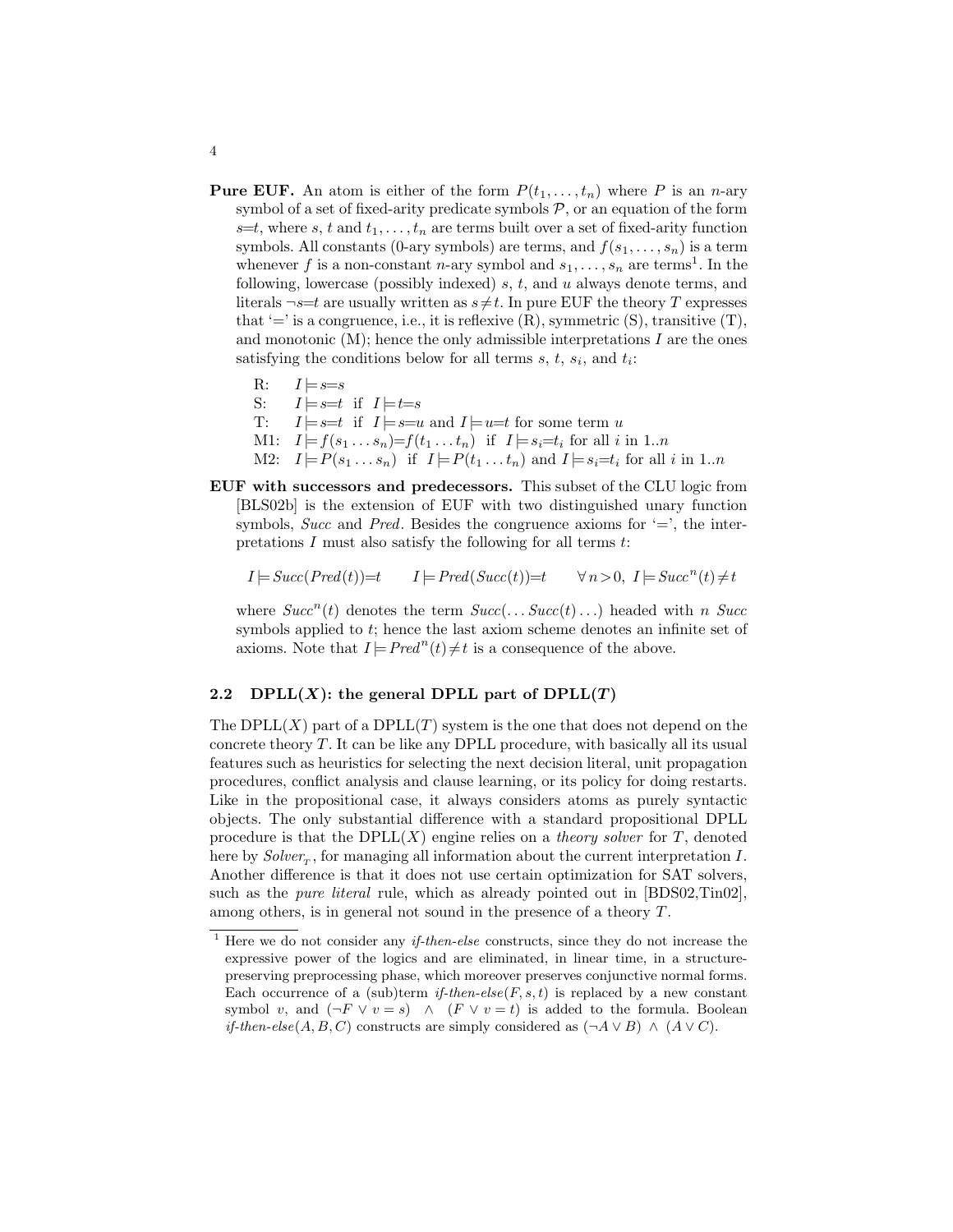**Pure EUF.** An atom is either of the form $P(t_1, \ldots, t_n)$ where $P$ is an $n$-ary symbol of a set of fixed-arity predicate symbols $\mathcal{P}$, or an equation of the form $s{=}t$, where $s$, $t$ and $t_1, \ldots, t_n$ are terms built over a set of fixed-arity function symbols. All constants (0-ary symbols) are terms, and $f(s_1, \ldots, s_n)$ is a term whenever $f$ is a non-constant $n$-ary symbol and $s_1, \ldots, s_n$ are terms[1]. In the following, lowercase (possibly indexed) $s$, $t$, and $u$ always denote terms, and literals $\neg s{=}t$ are usually written as $s \neq t$. In pure EUF the theory $T$ expresses that '=' is a congruence, i.e., it is reflexive (R), symmetric (S), transitive (T), and monotonic (M); hence the only admissible interpretations $I$ are the ones satisfying the conditions below for all terms $s$, $t$, $s_i$, and $t_i$:

- R: $I \models s{=}s$
- S: $I \models s{=}t$ if $I \models t{=}s$
- T: $I \models s{=}t$ if $I \models s{=}u$ and $I \models u{=}t$ for some term $u$
- M1: $I \models f(s_1 \ldots s_n){=}f(t_1 \ldots t_n)$ if $I \models s_i{=}t_i$ for all $i$ in $1..n$
- M2: $I \models P(s_1 \ldots s_n)$ if $I \models P(t_1 \ldots t_n)$ and $I \models s_i{=}t_i$ for all $i$ in $1..n$

**EUF with successors and predecessors.** This subset of the CLU logic from [BLS02b] is the extension of EUF with two distinguished unary function symbols, *Succ* and *Pred*. Besides the congruence axioms for '=', the interpretations $I$ must also satisfy the following for all terms $t$:

$$I \models Succ(Pred(t)){=}t \qquad I \models Pred(Succ(t)){=}t \qquad \forall\, n > 0,\ I \models Succ^n(t) \neq t$$

where $Succ^n(t)$ denotes the term $Succ(\ldots Succ(t) \ldots)$ headed with $n$ *Succ* symbols applied to $t$; hence the last axiom scheme denotes an infinite set of axioms. Note that $I \models Pred^n(t) \neq t$ is a consequence of the above.

### 2.2 DPLL($X$): the general DPLL part of DPLL($T$)

The DPLL($X$) part of a DPLL($T$) system is the one that does not depend on the concrete theory $T$. It can be like any DPLL procedure, with basically all its usual features such as heuristics for selecting the next decision literal, unit propagation procedures, conflict analysis and clause learning, or its policy for doing restarts. Like in the propositional case, it always considers atoms as purely syntactic objects. The only substantial difference with a standard propositional DPLL procedure is that the DPLL($X$) engine relies on a *theory solver* for $T$, denoted here by $Solver_T$, for managing all information about the current interpretation $I$. Another difference is that it does not use certain optimization for SAT solvers, such as the *pure literal* rule, which as already pointed out in [BDS02,Tin02], among others, is in general not sound in the presence of a theory $T$.

[1] Here we do not consider any *if-then-else* constructs, since they do not increase the expressive power of the logics and are eliminated, in linear time, in a structure-preserving preprocessing phase, which moreover preserves conjunctive normal forms. Each occurrence of a (sub)term *if-then-else*$(F, s, t)$ is replaced by a new constant symbol $v$, and $(\neg F \vee v = s) \ \wedge \ (F \vee v = t)$ is added to the formula. Boolean *if-then-else*$(A, B, C)$ constructs are simply considered as $(\neg A \vee B) \wedge (A \vee C)$.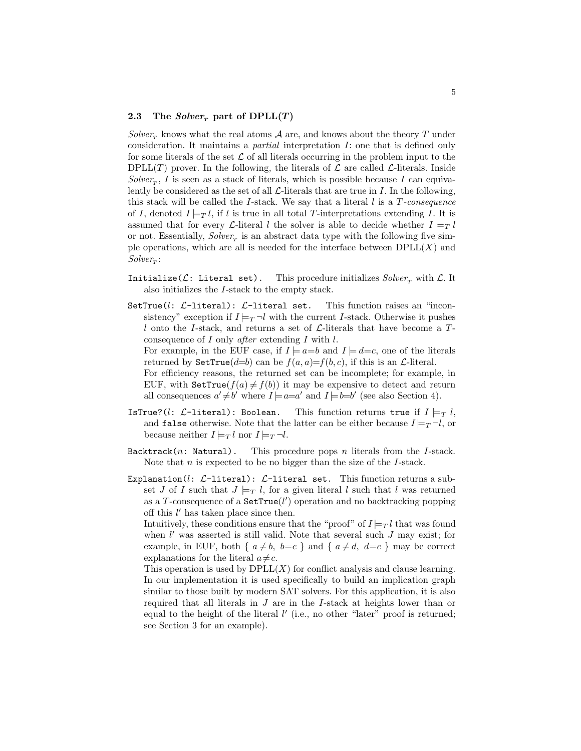### 2.3 The $Solver_T$ part of DPLL($T$)

$Solver_T$ knows what the real atoms $\mathcal{A}$ are, and knows about the theory $T$ under consideration. It maintains a *partial* interpretation $I$: one that is defined only for some literals of the set $\mathcal{L}$ of all literals occurring in the problem input to the DPLL($T$) prover. In the following, the literals of $\mathcal{L}$ are called $\mathcal{L}$-literals. Inside $Solver_T$, $I$ is seen as a stack of literals, which is possible because $I$ can equivalently be considered as the set of all $\mathcal{L}$-literals that are true in $I$. In the following, this stack will be called the $I$-stack. We say that a literal $l$ is a *$T$-consequence* of $I$, denoted $I \models_T l$, if $l$ is true in all total $T$-interpretations extending $I$. It is assumed that for every $\mathcal{L}$-literal $l$ the solver is able to decide whether $I \models_T l$ or not. Essentially, $Solver_T$ is an abstract data type with the following five simple operations, which are all is needed for the interface between DPLL($X$) and $Solver_T$:

`Initialize(`$\mathcal{L}$`: Literal set).` This procedure initializes $Solver_T$ with $\mathcal{L}$. It also initializes the $I$-stack to the empty stack.

`SetTrue(`$l$`: `$\mathcal{L}$`-literal): `$\mathcal{L}$`-literal set.` This function raises an "inconsistency" exception if $I \models_T \neg l$ with the current $I$-stack. Otherwise it pushes $l$ onto the $I$-stack, and returns a set of $\mathcal{L}$-literals that have become a $T$-consequence of $I$ only *after* extending $I$ with $l$.
For example, in the EUF case, if $I \models a{=}b$ and $I \models d{=}c$, one of the literals returned by `SetTrue`($d{=}b$) can be $f(a,a){=}f(b,c)$, if this is an $\mathcal{L}$-literal.
For efficiency reasons, the returned set can be incomplete; for example, in EUF, with `SetTrue`($f(a) \neq f(b)$) it may be expensive to detect and return all consequences $a' \neq b'$ where $I \models a{=}a'$ and $I \models b{=}b'$ (see also Section 4).

`IsTrue?(`$l$`: `$\mathcal{L}$`-literal): Boolean.` This function returns `true` if $I \models_T l$, and `false` otherwise. Note that the latter can be either because $I \models_T \neg l$, or because neither $I \models_T l$ nor $I \models_T \neg l$.

`Backtrack(`$n$`: Natural).` This procedure pops $n$ literals from the $I$-stack. Note that $n$ is expected to be no bigger than the size of the $I$-stack.

`Explanation(`$l$`: `$\mathcal{L}$`-literal): `$\mathcal{L}$`-literal set.` This function returns a subset $J$ of $I$ such that $J \models_T l$, for a given literal $l$ such that $l$ was returned as a $T$-consequence of a `SetTrue`($l'$) operation and no backtracking popping off this $l'$ has taken place since then.
Intuitively, these conditions ensure that the "proof" of $I \models_T l$ that was found when $l'$ was asserted is still valid. Note that several such $J$ may exist; for example, in EUF, both $\{\ a \neq b,\ b{=}c\ \}$ and $\{\ a \neq d,\ d{=}c\ \}$ may be correct explanations for the literal $a \neq c$.
This operation is used by DPLL($X$) for conflict analysis and clause learning. In our implementation it is used specifically to build an implication graph similar to those built by modern SAT solvers. For this application, it is also required that all literals in $J$ are in the $I$-stack at heights lower than or equal to the height of the literal $l'$ (i.e., no other "later" proof is returned; see Section 3 for an example).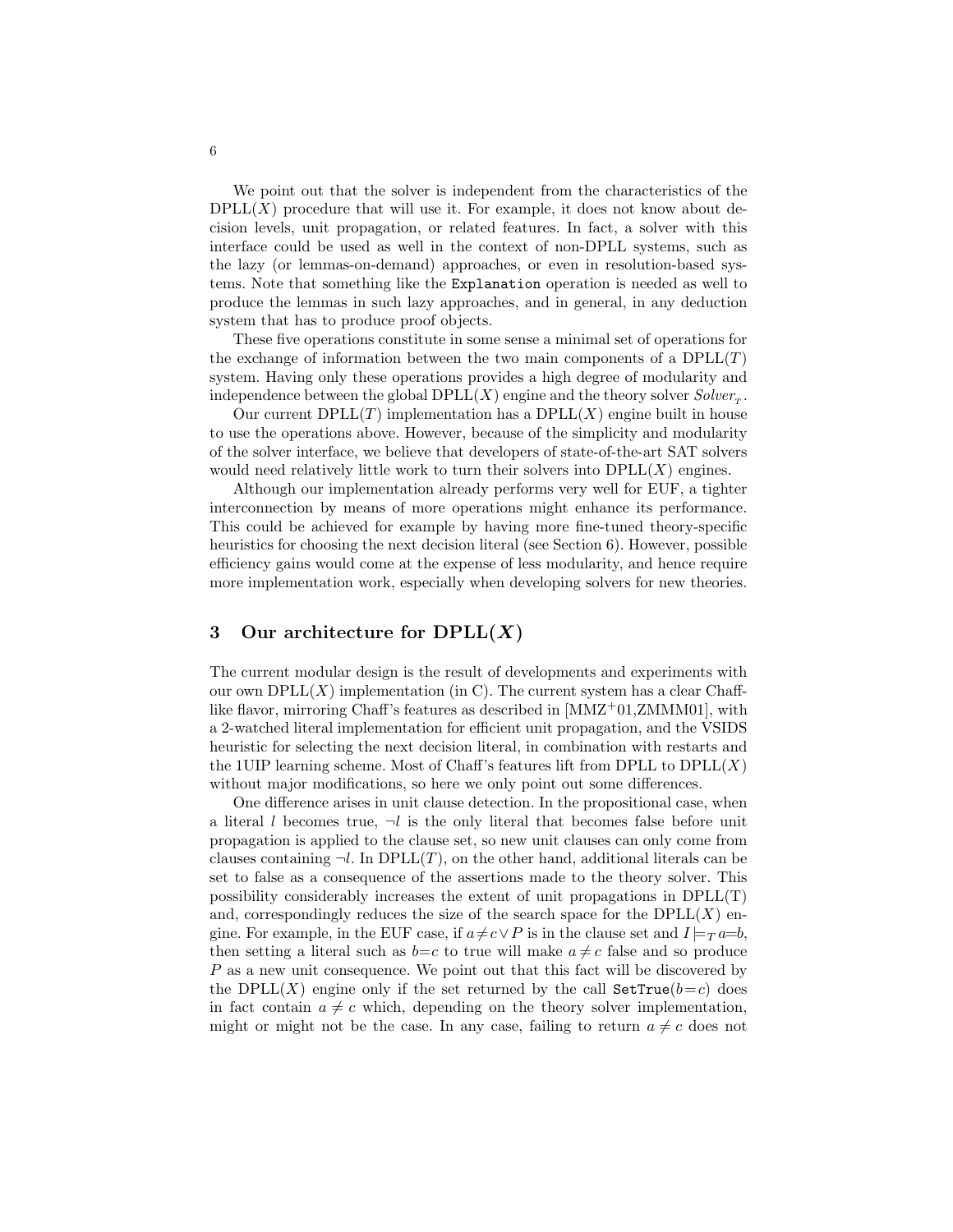We point out that the solver is independent from the characteristics of the DPLL($X$) procedure that will use it. For example, it does not know about decision levels, unit propagation, or related features. In fact, a solver with this interface could be used as well in the context of non-DPLL systems, such as the lazy (or lemmas-on-demand) approaches, or even in resolution-based systems. Note that something like the `Explanation` operation is needed as well to produce the lemmas in such lazy approaches, and in general, in any deduction system that has to produce proof objects.

These five operations constitute in some sense a minimal set of operations for the exchange of information between the two main components of a DPLL($T$) system. Having only these operations provides a high degree of modularity and independence between the global DPLL($X$) engine and the theory solver $Solver_T$.

Our current DPLL($T$) implementation has a DPLL($X$) engine built in house to use the operations above. However, because of the simplicity and modularity of the solver interface, we believe that developers of state-of-the-art SAT solvers would need relatively little work to turn their solvers into DPLL($X$) engines.

Although our implementation already performs very well for EUF, a tighter interconnection by means of more operations might enhance its performance. This could be achieved for example by having more fine-tuned theory-specific heuristics for choosing the next decision literal (see Section 6). However, possible efficiency gains would come at the expense of less modularity, and hence require more implementation work, especially when developing solvers for new theories.

## 3 Our architecture for DPLL($X$)

The current modular design is the result of developments and experiments with our own DPLL($X$) implementation (in C). The current system has a clear Chaff-like flavor, mirroring Chaff's features as described in [MMZ+01,ZMMM01], with a 2-watched literal implementation for efficient unit propagation, and the VSIDS heuristic for selecting the next decision literal, in combination with restarts and the 1UIP learning scheme. Most of Chaff's features lift from DPLL to DPLL($X$) without major modifications, so here we only point out some differences.

One difference arises in unit clause detection. In the propositional case, when a literal $l$ becomes true, $\neg l$ is the only literal that becomes false before unit propagation is applied to the clause set, so new unit clauses can only come from clauses containing $\neg l$. In DPLL($T$), on the other hand, additional literals can be set to false as a consequence of the assertions made to the theory solver. This possibility considerably increases the extent of unit propagations in DPLL(T) and, correspondingly reduces the size of the search space for the DPLL($X$) engine. For example, in the EUF case, if $a \neq c \vee P$ is in the clause set and $I \models_T a{=}b$, then setting a literal such as $b{=}c$ to true will make $a \neq c$ false and so produce $P$ as a new unit consequence. We point out that this fact will be discovered by the DPLL($X$) engine only if the set returned by the call `SetTrue`($b{=}c$) does in fact contain $a \neq c$ which, depending on the theory solver implementation, might or might not be the case. In any case, failing to return $a \neq c$ does not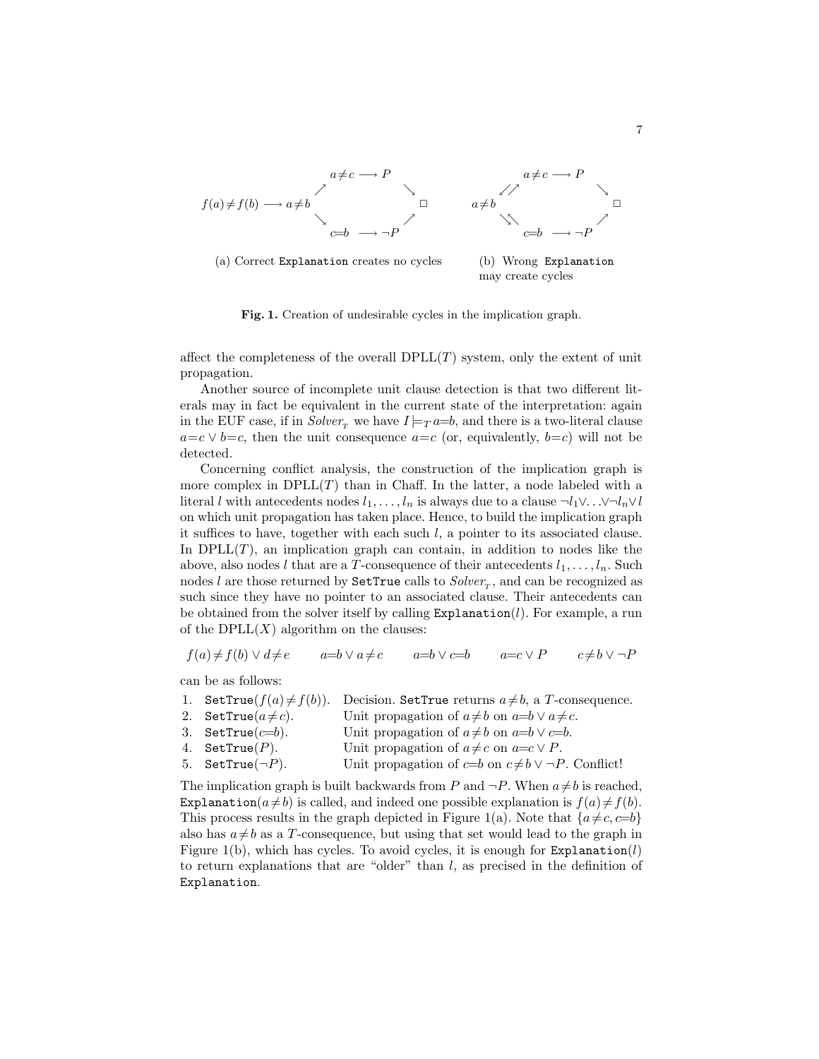$$
\begin{array}{ccc}
 & a \neq c \longrightarrow P & \\
 \nearrow & & \searrow \\
f(a) \neq f(b) \longrightarrow a \neq b & & \Box \\
 \searrow & & \nearrow \\
 & c{=}b \longrightarrow \neg P &
\end{array}
\qquad
\begin{array}{ccc}
 & a \neq c \longrightarrow P & \\
 \swarrow\nearrow & & \searrow \\
a \neq b & & \Box \\
 \searrow\nwarrow & & \nearrow \\
 & c{=}b \longrightarrow \neg P &
\end{array}
$$

(a) Correct `Explanation` creates no cycles

(b) Wrong `Explanation` may create cycles

**Fig. 1.** Creation of undesirable cycles in the implication graph.

affect the completeness of the overall DPLL($T$) system, only the extent of unit propagation.

Another source of incomplete unit clause detection is that two different literals may in fact be equivalent in the current state of the interpretation: again in the EUF case, if in $Solver_T$ we have $I \models_T a{=}b$, and there is a two-literal clause $a{=}c \vee b{=}c$, then the unit consequence $a{=}c$ (or, equivalently, $b{=}c$) will not be detected.

Concerning conflict analysis, the construction of the implication graph is more complex in DPLL($T$) than in Chaff. In the latter, a node labeled with a literal $l$ with antecedents nodes $l_1, \ldots, l_n$ is always due to a clause $\neg l_1 \vee \ldots \vee \neg l_n \vee l$ on which unit propagation has taken place. Hence, to build the implication graph it suffices to have, together with each such $l$, a pointer to its associated clause. In DPLL($T$), an implication graph can contain, in addition to nodes like the above, also nodes $l$ that are a $T$-consequence of their antecedents $l_1, \ldots, l_n$. Such nodes $l$ are those returned by `SetTrue` calls to $Solver_T$, and can be recognized as such since they have no pointer to an associated clause. Their antecedents can be obtained from the solver itself by calling `Explanation`($l$). For example, a run of the DPLL($X$) algorithm on the clauses:

$$f(a) \neq f(b) \vee d \neq e \qquad a{=}b \vee a \neq c \qquad a{=}b \vee c{=}b \qquad a{=}c \vee P \qquad c \neq b \vee \neg P$$

can be as follows:

| | | |
|---|---|---|
| 1. | `SetTrue`($f(a) \neq f(b)$). | Decision. `SetTrue` returns $a \neq b$, a $T$-consequence. |
| 2. | `SetTrue`($a \neq c$). | Unit propagation of $a \neq b$ on $a{=}b \vee a \neq c$. |
| 3. | `SetTrue`($c{=}b$). | Unit propagation of $a \neq b$ on $a{=}b \vee c{=}b$. |
| 4. | `SetTrue`($P$). | Unit propagation of $a \neq c$ on $a{=}c \vee P$. |
| 5. | `SetTrue`($\neg P$). | Unit propagation of $c{=}b$ on $c \neq b \vee \neg P$. Conflict! |

The implication graph is built backwards from $P$ and $\neg P$. When $a \neq b$ is reached, `Explanation`($a \neq b$) is called, and indeed one possible explanation is $f(a) \neq f(b)$. This process results in the graph depicted in Figure 1(a). Note that $\{a \neq c, c{=}b\}$ also has $a \neq b$ as a $T$-consequence, but using that set would lead to the graph in Figure 1(b), which has cycles. To avoid cycles, it is enough for `Explanation`($l$) to return explanations that are "older" than $l$, as precised in the definition of `Explanation`.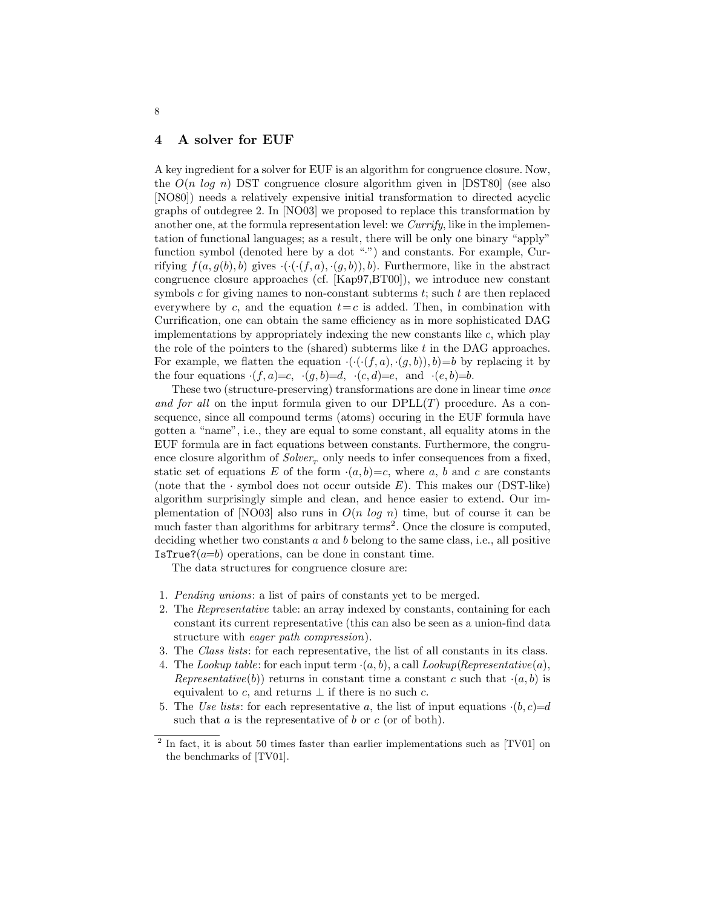## 4 A solver for EUF

A key ingredient for a solver for EUF is an algorithm for congruence closure. Now, the $O(n\ log\ n)$ DST congruence closure algorithm given in [DST80] (see also [NO80]) needs a relatively expensive initial transformation to directed acyclic graphs of outdegree 2. In [NO03] we proposed to replace this transformation by another one, at the formula representation level: we *Currify*, like in the implementation of functional languages; as a result, there will be only one binary "apply" function symbol (denoted here by a dot "$\cdot$") and constants. For example, Currifying $f(a, g(b), b)$ gives $\cdot(\cdot(\cdot(f, a), \cdot(g, b)), b)$. Furthermore, like in the abstract congruence closure approaches (cf. [Kap97,BT00]), we introduce new constant symbols $c$ for giving names to non-constant subterms $t$; such $t$ are then replaced everywhere by $c$, and the equation $t = c$ is added. Then, in combination with Currification, one can obtain the same efficiency as in more sophisticated DAG implementations by appropriately indexing the new constants like $c$, which play the role of the pointers to the (shared) subterms like $t$ in the DAG approaches. For example, we flatten the equation $\cdot(\cdot(\cdot(f, a), \cdot(g, b)), b) = b$ by replacing it by the four equations $\cdot(f, a) = c$, $\cdot(g, b) = d$, $\cdot(c, d) = e$, and $\cdot(e, b) = b$.

These two (structure-preserving) transformations are done in linear time *once and for all* on the input formula given to our DPLL($T$) procedure. As a consequence, since all compound terms (atoms) occuring in the EUF formula have gotten a "name", i.e., they are equal to some constant, all equality atoms in the EUF formula are in fact equations between constants. Furthermore, the congruence closure algorithm of $Solver_T$ only needs to infer consequences from a fixed, static set of equations $E$ of the form $\cdot(a, b) = c$, where $a$, $b$ and $c$ are constants (note that the $\cdot$ symbol does not occur outside $E$). This makes our (DST-like) algorithm surprisingly simple and clean, and hence easier to extend. Our implementation of [NO03] also runs in $O(n\ log\ n)$ time, but of course it can be much faster than algorithms for arbitrary terms[2]. Once the closure is computed, deciding whether two constants $a$ and $b$ belong to the same class, i.e., all positive `IsTrue?`($a = b$) operations, can be done in constant time.

The data structures for congruence closure are:

1. *Pending unions*: a list of pairs of constants yet to be merged.
2. The *Representative* table: an array indexed by constants, containing for each constant its current representative (this can also be seen as a union-find data structure with *eager path compression*).
3. The *Class lists*: for each representative, the list of all constants in its class.
4. The *Lookup table*: for each input term $\cdot(a, b)$, a call *Lookup*(*Representative*($a$), *Representative*($b$)) returns in constant time a constant $c$ such that $\cdot(a, b)$ is equivalent to $c$, and returns $\perp$ if there is no such $c$.
5. The *Use lists*: for each representative $a$, the list of input equations $\cdot(b, c) = d$ such that $a$ is the representative of $b$ or $c$ (or of both).

---

[2] In fact, it is about 50 times faster than earlier implementations such as [TV01] on the benchmarks of [TV01].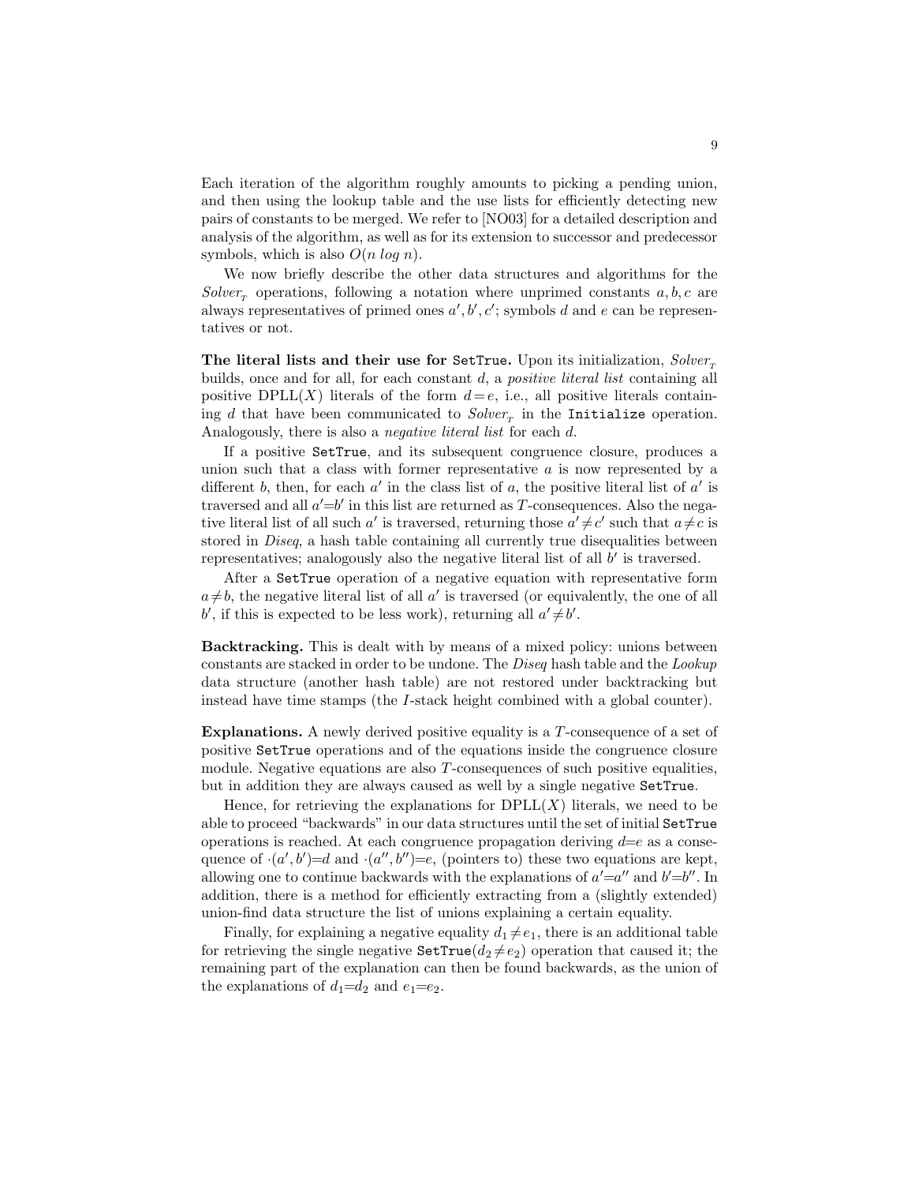Each iteration of the algorithm roughly amounts to picking a pending union, and then using the lookup table and the use lists for efficiently detecting new pairs of constants to be merged. We refer to [NO03] for a detailed description and analysis of the algorithm, as well as for its extension to successor and predecessor symbols, which is also $O(n \log n)$.

We now briefly describe the other data structures and algorithms for the $Solver_T$ operations, following a notation where unprimed constants $a, b, c$ are always representatives of primed ones $a', b', c'$; symbols $d$ and $e$ can be representatives or not.

**The literal lists and their use for `SetTrue`.** Upon its initialization, $Solver_T$ builds, once and for all, for each constant $d$, a *positive literal list* containing all positive DPLL($X$) literals of the form $d = e$, i.e., all positive literals containing $d$ that have been communicated to $Solver_T$ in the `Initialize` operation. Analogously, there is also a *negative literal list* for each $d$.

If a positive `SetTrue`, and its subsequent congruence closure, produces a union such that a class with former representative $a$ is now represented by a different $b$, then, for each $a'$ in the class list of $a$, the positive literal list of $a'$ is traversed and all $a'{=}b'$ in this list are returned as $T$-consequences. Also the negative literal list of all such $a'$ is traversed, returning those $a' \neq c'$ such that $a \neq c$ is stored in *Diseq*, a hash table containing all currently true disequalities between representatives; analogously also the negative literal list of all $b'$ is traversed.

After a `SetTrue` operation of a negative equation with representative form $a \neq b$, the negative literal list of all $a'$ is traversed (or equivalently, the one of all $b'$, if this is expected to be less work), returning all $a' \neq b'$.

**Backtracking.** This is dealt with by means of a mixed policy: unions between constants are stacked in order to be undone. The *Diseq* hash table and the *Lookup* data structure (another hash table) are not restored under backtracking but instead have time stamps (the $I$-stack height combined with a global counter).

**Explanations.** A newly derived positive equality is a $T$-consequence of a set of positive `SetTrue` operations and of the equations inside the congruence closure module. Negative equations are also $T$-consequences of such positive equalities, but in addition they are always caused as well by a single negative `SetTrue`.

Hence, for retrieving the explanations for DPLL($X$) literals, we need to be able to proceed "backwards" in our data structures until the set of initial `SetTrue` operations is reached. At each congruence propagation deriving $d{=}e$ as a consequence of $\cdot(a', b'){=}d$ and $\cdot(a'', b''){=}e$, (pointers to) these two equations are kept, allowing one to continue backwards with the explanations of $a'{=}a''$ and $b'{=}b''$. In addition, there is a method for efficiently extracting from a (slightly extended) union-find data structure the list of unions explaining a certain equality.

Finally, for explaining a negative equality $d_1 \neq e_1$, there is an additional table for retrieving the single negative `SetTrue`($d_2 \neq e_2$) operation that caused it; the remaining part of the explanation can then be found backwards, as the union of the explanations of $d_1{=}d_2$ and $e_1{=}e_2$.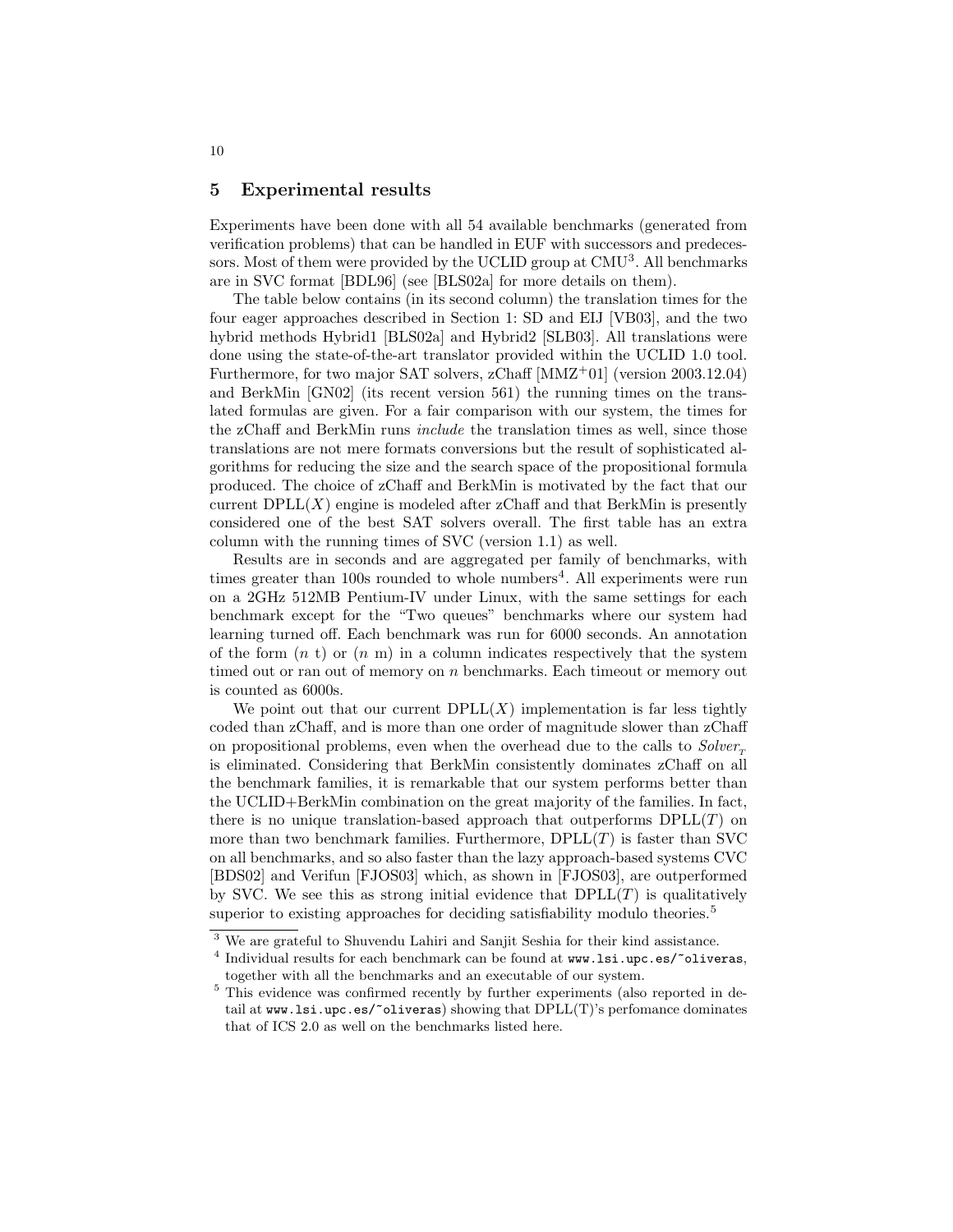## 5 Experimental results

Experiments have been done with all 54 available benchmarks (generated from verification problems) that can be handled in EUF with successors and predecessors. Most of them were provided by the UCLID group at CMU[3]. All benchmarks are in SVC format [BDL96] (see [BLS02a] for more details on them).

The table below contains (in its second column) the translation times for the four eager approaches described in Section 1: SD and EIJ [VB03], and the two hybrid methods Hybrid1 [BLS02a] and Hybrid2 [SLB03]. All translations were done using the state-of-the-art translator provided within the UCLID 1.0 tool. Furthermore, for two major SAT solvers, zChaff [MMZ+01] (version 2003.12.04) and BerkMin [GN02] (its recent version 561) the running times on the translated formulas are given. For a fair comparison with our system, the times for the zChaff and BerkMin runs *include* the translation times as well, since those translations are not mere formats conversions but the result of sophisticated algorithms for reducing the size and the search space of the propositional formula produced. The choice of zChaff and BerkMin is motivated by the fact that our current DPLL($X$) engine is modeled after zChaff and that BerkMin is presently considered one of the best SAT solvers overall. The first table has an extra column with the running times of SVC (version 1.1) as well.

Results are in seconds and are aggregated per family of benchmarks, with times greater than 100s rounded to whole numbers[4]. All experiments were run on a 2GHz 512MB Pentium-IV under Linux, with the same settings for each benchmark except for the "Two queues" benchmarks where our system had learning turned off. Each benchmark was run for 6000 seconds. An annotation of the form ($n$ t) or ($n$ m) in a column indicates respectively that the system timed out or ran out of memory on $n$ benchmarks. Each timeout or memory out is counted as 6000s.

We point out that our current DPLL($X$) implementation is far less tightly coded than zChaff, and is more than one order of magnitude slower than zChaff on propositional problems, even when the overhead due to the calls to $Solver_T$ is eliminated. Considering that BerkMin consistently dominates zChaff on all the benchmark families, it is remarkable that our system performs better than the UCLID+BerkMin combination on the great majority of the families. In fact, there is no unique translation-based approach that outperforms DPLL($T$) on more than two benchmark families. Furthermore, DPLL($T$) is faster than SVC on all benchmarks, and so also faster than the lazy approach-based systems CVC [BDS02] and Verifun [FJOS03] which, as shown in [FJOS03], are outperformed by SVC. We see this as strong initial evidence that DPLL($T$) is qualitatively superior to existing approaches for deciding satisfiability modulo theories.[5]

---

[3] We are grateful to Shuvendu Lahiri and Sanjit Seshia for their kind assistance.

[4] Individual results for each benchmark can be found at www.lsi.upc.es/~oliveras, together with all the benchmarks and an executable of our system.

[5] This evidence was confirmed recently by further experiments (also reported in detail at www.lsi.upc.es/~oliveras) showing that DPLL(T)'s perfomance dominates that of ICS 2.0 as well on the benchmarks listed here.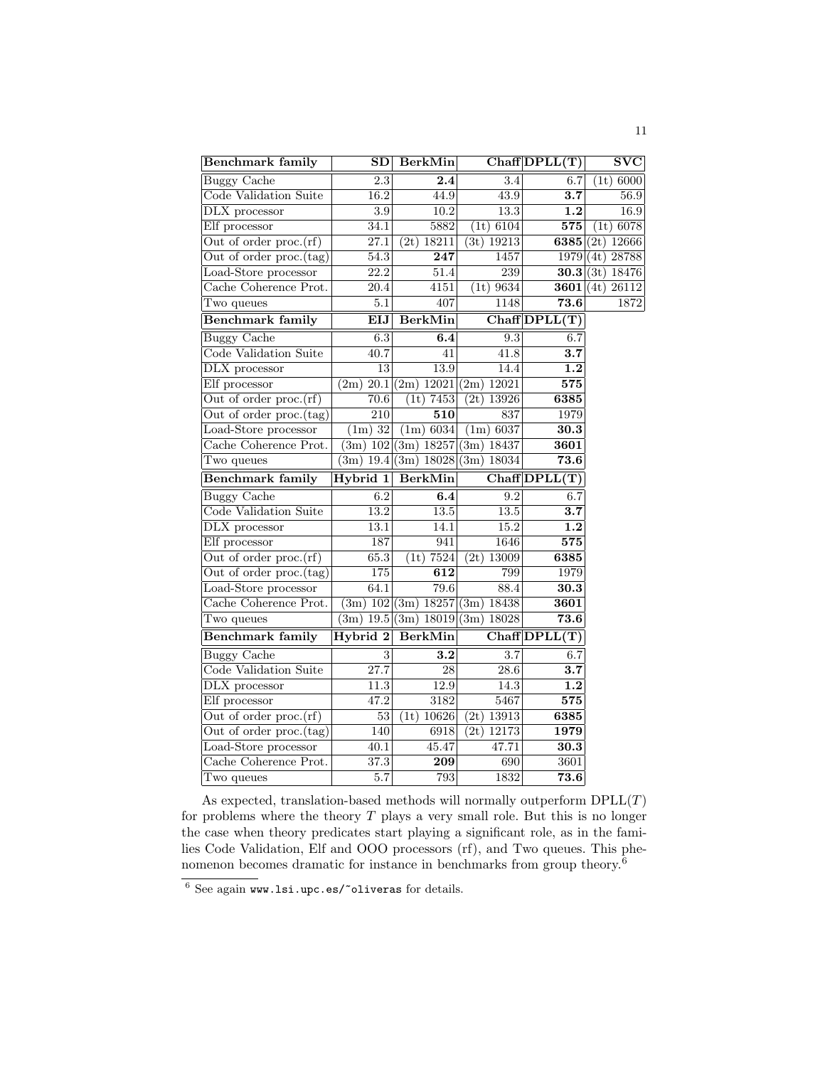| Benchmark family | SD | BerkMin | Chaff | DPLL(T) | SVC |
|---|---|---|---|---|---|
| Buggy Cache | 2.3 | **2.4** | 3.4 | 6.7 | (1t) 6000 |
| Code Validation Suite | 16.2 | 44.9 | 43.9 | **3.7** | 56.9 |
| DLX processor | 3.9 | 10.2 | 13.3 | **1.2** | 16.9 |
| Elf processor | 34.1 | 5882 | (1t) 6104 | **575** | (1t) 6078 |
| Out of order proc.(rf) | 27.1 | (2t) 18211 | (3t) 19213 | **6385** | (2t) 12666 |
| Out of order proc.(tag) | 54.3 | **247** | 1457 | 1979 | (4t) 28788 |
| Load-Store processor | 22.2 | 51.4 | 239 | **30.3** | (3t) 18476 |
| Cache Coherence Prot. | 20.4 | 4151 | (1t) 9634 | **3601** | (4t) 26112 |
| Two queues | 5.1 | 407 | 1148 | **73.6** | 1872 |

| Benchmark family | EIJ | BerkMin | Chaff | DPLL(T) |
|---|---|---|---|---|
| Buggy Cache | 6.3 | **6.4** | 9.3 | 6.7 |
| Code Validation Suite | 40.7 | 41 | 41.8 | **3.7** |
| DLX processor | 13 | 13.9 | 14.4 | **1.2** |
| Elf processor | (2m) 20.1 | (2m) 12021 | (2m) 12021 | **575** |
| Out of order proc.(rf) | 70.6 | (1t) 7453 | (2t) 13926 | **6385** |
| Out of order proc.(tag) | 210 | **510** | 837 | 1979 |
| Load-Store processor | (1m) 32 | (1m) 6034 | (1m) 6037 | **30.3** |
| Cache Coherence Prot. | (3m) 102 | (3m) 18257 | (3m) 18437 | **3601** |
| Two queues | (3m) 19.4 | (3m) 18028 | (3m) 18034 | **73.6** |

| Benchmark family | Hybrid 1 | BerkMin | Chaff | DPLL(T) |
|---|---|---|---|---|
| Buggy Cache | 6.2 | **6.4** | 9.2 | 6.7 |
| Code Validation Suite | 13.2 | 13.5 | 13.5 | **3.7** |
| DLX processor | 13.1 | 14.1 | 15.2 | **1.2** |
| Elf processor | 187 | 941 | 1646 | **575** |
| Out of order proc.(rf) | 65.3 | (1t) 7524 | (2t) 13009 | **6385** |
| Out of order proc.(tag) | 175 | **612** | 799 | 1979 |
| Load-Store processor | 64.1 | 79.6 | 88.4 | **30.3** |
| Cache Coherence Prot. | (3m) 102 | (3m) 18257 | (3m) 18438 | **3601** |
| Two queues | (3m) 19.5 | (3m) 18019 | (3m) 18028 | **73.6** |

| Benchmark family | Hybrid 2 | BerkMin | Chaff | DPLL(T) |
|---|---|---|---|---|
| Buggy Cache | 3 | **3.2** | 3.7 | 6.7 |
| Code Validation Suite | 27.7 | 28 | 28.6 | **3.7** |
| DLX processor | 11.3 | 12.9 | 14.3 | **1.2** |
| Elf processor | 47.2 | 3182 | 5467 | **575** |
| Out of order proc.(rf) | 53 | (1t) 10626 | (2t) 13913 | **6385** |
| Out of order proc.(tag) | 140 | 6918 | (2t) 12173 | **1979** |
| Load-Store processor | 40.1 | 45.47 | 47.71 | **30.3** |
| Cache Coherence Prot. | 37.3 | **209** | 690 | 3601 |
| Two queues | 5.7 | 793 | 1832 | **73.6** |

As expected, translation-based methods will normally outperform DPLL($T$) for problems where the theory $T$ plays a very small role. But this is no longer the case when theory predicates start playing a significant role, as in the families Code Validation, Elf and OOO processors (rf), and Two queues. This phenomenon becomes dramatic for instance in benchmarks from group theory.[6]

[6] See again www.lsi.upc.es/~oliveras for details.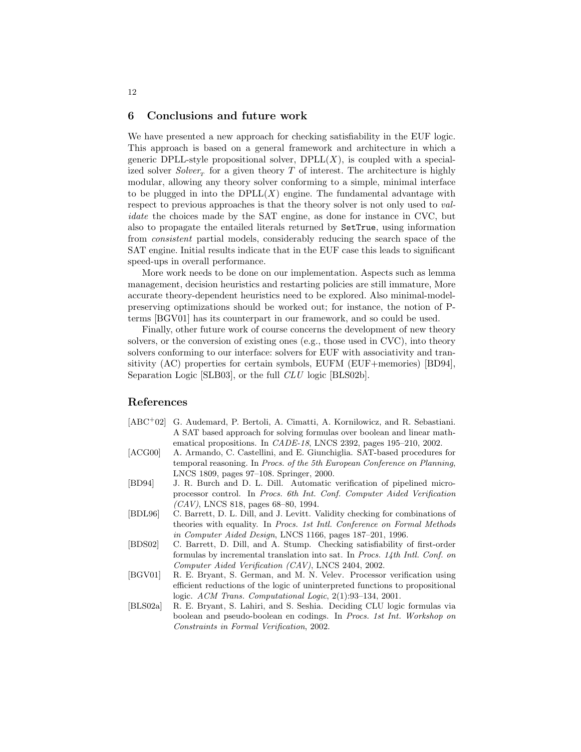## 6 Conclusions and future work

We have presented a new approach for checking satisfiability in the EUF logic. This approach is based on a general framework and architecture in which a generic DPLL-style propositional solver, DPLL($X$), is coupled with a specialized solver $Solver_T$ for a given theory $T$ of interest. The architecture is highly modular, allowing any theory solver conforming to a simple, minimal interface to be plugged in into the DPLL($X$) engine. The fundamental advantage with respect to previous approaches is that the theory solver is not only used to *validate* the choices made by the SAT engine, as done for instance in CVC, but also to propagate the entailed literals returned by `SetTrue`, using information from *consistent* partial models, considerably reducing the search space of the SAT engine. Initial results indicate that in the EUF case this leads to significant speed-ups in overall performance.

More work needs to be done on our implementation. Aspects such as lemma management, decision heuristics and restarting policies are still immature, More accurate theory-dependent heuristics need to be explored. Also minimal-model-preserving optimizations should be worked out; for instance, the notion of P-terms [BGV01] has its counterpart in our framework, and so could be used.

Finally, other future work of course concerns the development of new theory solvers, or the conversion of existing ones (e.g., those used in CVC), into theory solvers conforming to our interface: solvers for EUF with associativity and transitivity (AC) properties for certain symbols, EUFM (EUF+memories) [BD94], Separation Logic [SLB03], or the full *CLU* logic [BLS02b].

## References

[ABC$^+$02] G. Audemard, P. Bertoli, A. Cimatti, A. Kornilowicz, and R. Sebastiani. A SAT based approach for solving formulas over boolean and linear mathematical propositions. In *CADE-18*, LNCS 2392, pages 195–210, 2002.

[ACG00] A. Armando, C. Castellini, and E. Giunchiglia. SAT-based procedures for temporal reasoning. In *Procs. of the 5th European Conference on Planning*, LNCS 1809, pages 97–108. Springer, 2000.

[BD94] J. R. Burch and D. L. Dill. Automatic verification of pipelined microprocessor control. In *Procs. 6th Int. Conf. Computer Aided Verification (CAV)*, LNCS 818, pages 68–80, 1994.

[BDL96] C. Barrett, D. L. Dill, and J. Levitt. Validity checking for combinations of theories with equality. In *Procs. 1st Intl. Conference on Formal Methods in Computer Aided Design*, LNCS 1166, pages 187–201, 1996.

[BDS02] C. Barrett, D. Dill, and A. Stump. Checking satisfiability of first-order formulas by incremental translation into sat. In *Procs. 14th Intl. Conf. on Computer Aided Verification (CAV)*, LNCS 2404, 2002.

[BGV01] R. E. Bryant, S. German, and M. N. Velev. Processor verification using efficient reductions of the logic of uninterpreted functions to propositional logic. *ACM Trans. Computational Logic*, 2(1):93–134, 2001.

[BLS02a] R. E. Bryant, S. Lahiri, and S. Seshia. Deciding CLU logic formulas via boolean and pseudo-boolean en codings. In *Procs. 1st Int. Workshop on Constraints in Formal Verification*, 2002.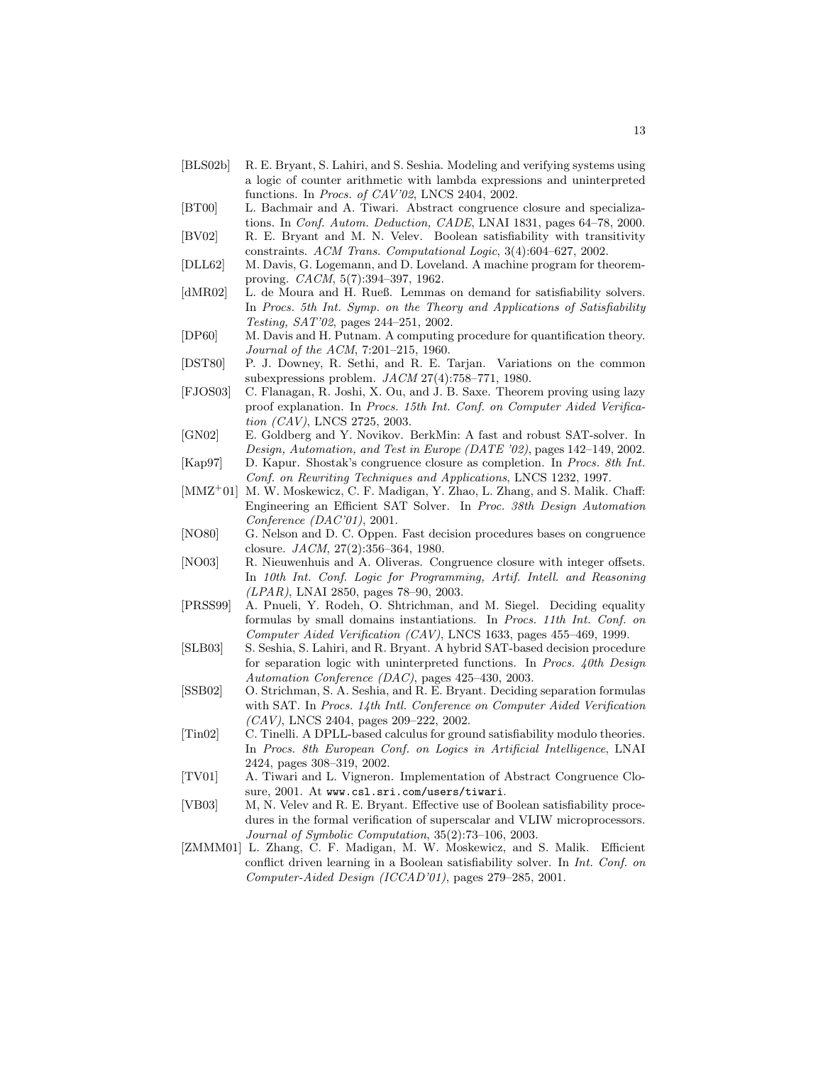[BLS02b] R. E. Bryant, S. Lahiri, and S. Seshia. Modeling and verifying systems using a logic of counter arithmetic with lambda expressions and uninterpreted functions. In *Procs. of CAV'02*, LNCS 2404, 2002.

[BT00] L. Bachmair and A. Tiwari. Abstract congruence closure and specializations. In *Conf. Autom. Deduction, CADE*, LNAI 1831, pages 64–78, 2000.

[BV02] R. E. Bryant and M. N. Velev. Boolean satisfiability with transitivity constraints. *ACM Trans. Computational Logic*, 3(4):604–627, 2002.

[DLL62] M. Davis, G. Logemann, and D. Loveland. A machine program for theorem-proving. *CACM*, 5(7):394–397, 1962.

[dMR02] L. de Moura and H. Rueß. Lemmas on demand for satisfiability solvers. In *Procs. 5th Int. Symp. on the Theory and Applications of Satisfiability Testing, SAT'02*, pages 244–251, 2002.

[DP60] M. Davis and H. Putnam. A computing procedure for quantification theory. *Journal of the ACM*, 7:201–215, 1960.

[DST80] P. J. Downey, R. Sethi, and R. E. Tarjan. Variations on the common subexpressions problem. *JACM* 27(4):758–771, 1980.

[FJOS03] C. Flanagan, R. Joshi, X. Ou, and J. B. Saxe. Theorem proving using lazy proof explanation. In *Procs. 15th Int. Conf. on Computer Aided Verification (CAV)*, LNCS 2725, 2003.

[GN02] E. Goldberg and Y. Novikov. BerkMin: A fast and robust SAT-solver. In *Design, Automation, and Test in Europe (DATE '02)*, pages 142–149, 2002.

[Kap97] D. Kapur. Shostak's congruence closure as completion. In *Procs. 8th Int. Conf. on Rewriting Techniques and Applications*, LNCS 1232, 1997.

[MMZ+01] M. W. Moskewicz, C. F. Madigan, Y. Zhao, L. Zhang, and S. Malik. Chaff: Engineering an Efficient SAT Solver. In *Proc. 38th Design Automation Conference (DAC'01)*, 2001.

[NO80] G. Nelson and D. C. Oppen. Fast decision procedures bases on congruence closure. *JACM*, 27(2):356–364, 1980.

[NO03] R. Nieuwenhuis and A. Oliveras. Congruence closure with integer offsets. In *10th Int. Conf. Logic for Programming, Artif. Intell. and Reasoning (LPAR)*, LNAI 2850, pages 78–90, 2003.

[PRSS99] A. Pnueli, Y. Rodeh, O. Shtrichman, and M. Siegel. Deciding equality formulas by small domains instantiations. In *Procs. 11th Int. Conf. on Computer Aided Verification (CAV)*, LNCS 1633, pages 455–469, 1999.

[SLB03] S. Seshia, S. Lahiri, and R. Bryant. A hybrid SAT-based decision procedure for separation logic with uninterpreted functions. In *Procs. 40th Design Automation Conference (DAC)*, pages 425–430, 2003.

[SSB02] O. Strichman, S. A. Seshia, and R. E. Bryant. Deciding separation formulas with SAT. In *Procs. 14th Intl. Conference on Computer Aided Verification (CAV)*, LNCS 2404, pages 209–222, 2002.

[Tin02] C. Tinelli. A DPLL-based calculus for ground satisfiability modulo theories. In *Procs. 8th European Conf. on Logics in Artificial Intelligence*, LNAI 2424, pages 308–319, 2002.

[TV01] A. Tiwari and L. Vigneron. Implementation of Abstract Congruence Closure, 2001. At `www.csl.sri.com/users/tiwari`.

[VB03] M, N. Velev and R. E. Bryant. Effective use of Boolean satisfiability procedures in the formal verification of superscalar and VLIW microprocessors. *Journal of Symbolic Computation*, 35(2):73–106, 2003.

[ZMMM01] L. Zhang, C. F. Madigan, M. W. Moskewicz, and S. Malik. Efficient conflict driven learning in a Boolean satisfiability solver. In *Int. Conf. on Computer-Aided Design (ICCAD'01)*, pages 279–285, 2001.